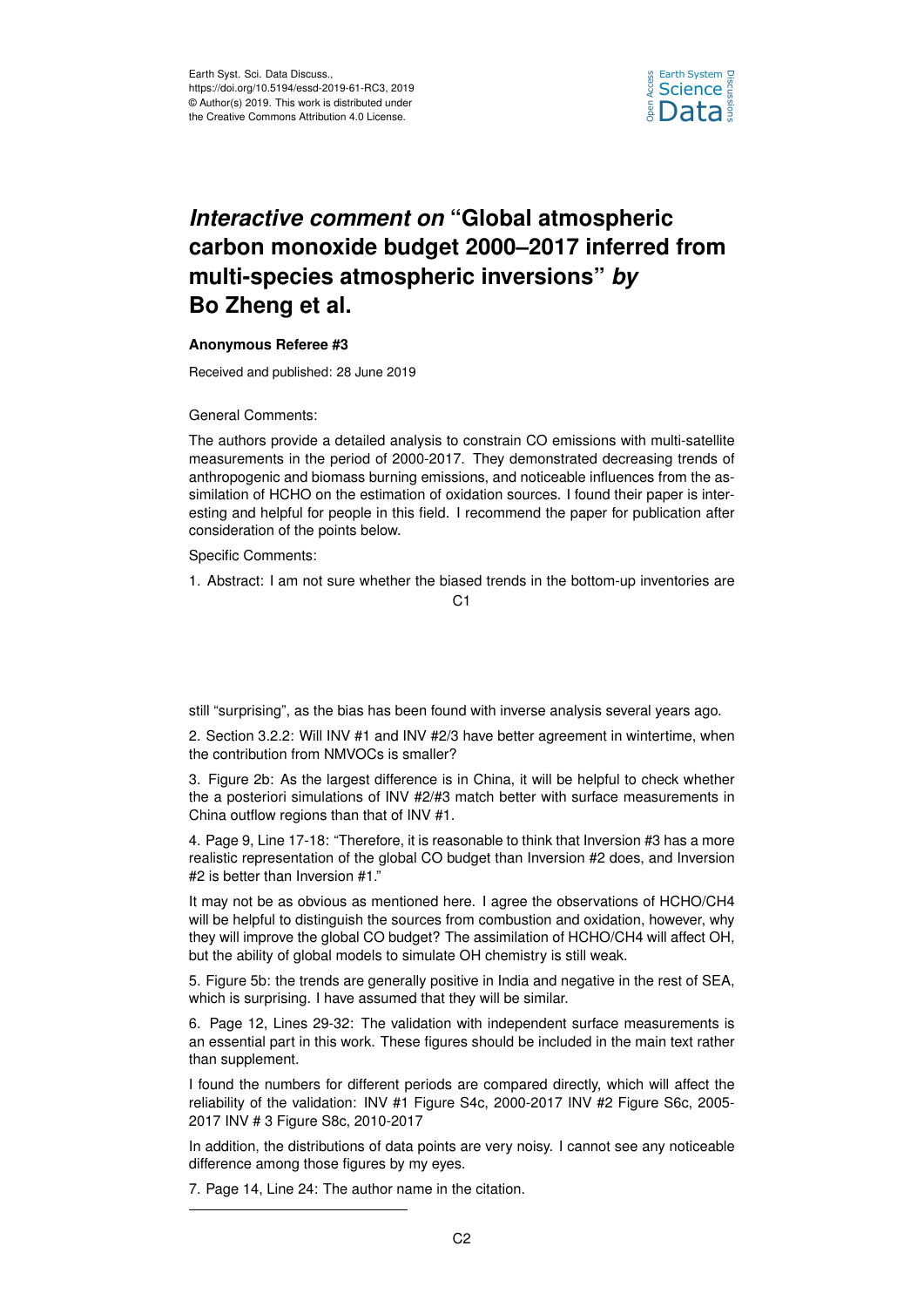# *Interactive comment on* "Global atmospheric carbon monoxide budget 2000–2017 inferred from multi-species atmospheric inversions" *by* Bo Zheng et al.

**Anonymous Referee #3**

Received and published: 28 June 2019

General Comments:

The authors provide a detailed analysis to constrain CO emissions with multi-satellite measurements in the period of 2000-2017. They demonstrated decreasing trends of anthropogenic and biomass burning emissions, and noticeable influences from the assimilation of HCHO on the estimation of oxidation sources. I found their paper is interesting and helpful for people in this field. I recommend the paper for publication after consideration of the points below.

Specific Comments:

1. Abstract: I am not sure whether the biased trends in the bottom-up inventories are still "surprising", as the bias has been found with inverse analysis several years ago.

2. Section 3.2.2: Will INV #1 and INV #2/3 have better agreement in wintertime, when the contribution from NMVOCs is smaller?

3. Figure 2b: As the largest difference is in China, it will be helpful to check whether the a posteriori simulations of INV #2/#3 match better with surface measurements in China outflow regions than that of INV #1.

4. Page 9, Line 17-18: "Therefore, it is reasonable to think that Inversion #3 has a more realistic representation of the global CO budget than Inversion #2 does, and Inversion #2 is better than Inversion #1."

It may not be as obvious as mentioned here. I agree the observations of HCHO/CH4 will be helpful to distinguish the sources from combustion and oxidation, however, why they will improve the global CO budget? The assimilation of HCHO/CH4 will affect OH, but the ability of global models to simulate OH chemistry is still weak.

5. Figure 5b: the trends are generally positive in India and negative in the rest of SEA, which is surprising. I have assumed that they will be similar.

6. Page 12, Lines 29-32: The validation with independent surface measurements is an essential part in this work. These figures should be included in the main text rather than supplement.

I found the numbers for different periods are compared directly, which will affect the reliability of the validation: INV #1 Figure S4c, 2000-2017 INV #2 Figure S6c, 2005-2017 INV # 3 Figure S8c, 2010-2017

In addition, the distributions of data points are very noisy. I cannot see any noticeable difference among those figures by my eyes.

7. Page 14, Line 24: The author name in the citation.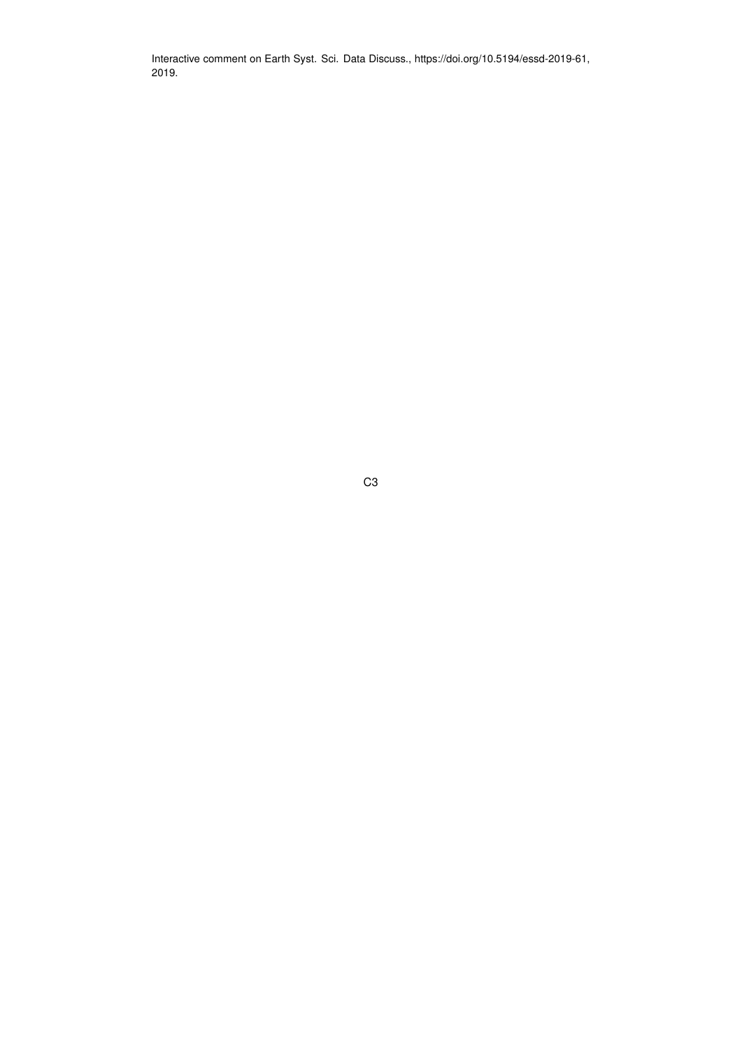Interactive comment on Earth Syst. Sci. Data Discuss., https://doi.org/10.5194/essd-2019-61, 2019.